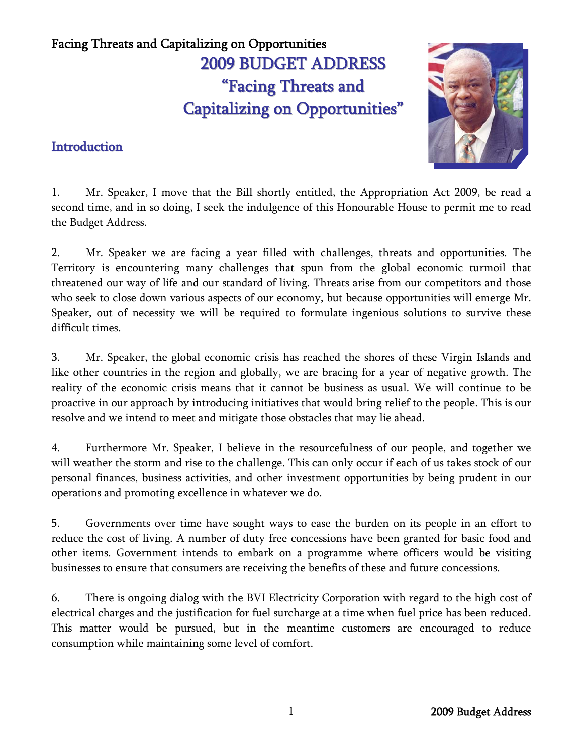# 2009 BUDGET ADDRESS
# "Facing Threats and Capitalizing on Opportunities"

## Introduction

1. Mr. Speaker, I move that the Bill shortly entitled, the Appropriation Act 2009, be read a second time, and in so doing, I seek the indulgence of this Honourable House to permit me to read the Budget Address.

2. Mr. Speaker we are facing a year filled with challenges, threats and opportunities. The Territory is encountering many challenges that spun from the global economic turmoil that threatened our way of life and our standard of living. Threats arise from our competitors and those who seek to close down various aspects of our economy, but because opportunities will emerge Mr. Speaker, out of necessity we will be required to formulate ingenious solutions to survive these difficult times.

3. Mr. Speaker, the global economic crisis has reached the shores of these Virgin Islands and like other countries in the region and globally, we are bracing for a year of negative growth. The reality of the economic crisis means that it cannot be business as usual. We will continue to be proactive in our approach by introducing initiatives that would bring relief to the people. This is our resolve and we intend to meet and mitigate those obstacles that may lie ahead.

4. Furthermore Mr. Speaker, I believe in the resourcefulness of our people, and together we will weather the storm and rise to the challenge. This can only occur if each of us takes stock of our personal finances, business activities, and other investment opportunities by being prudent in our operations and promoting excellence in whatever we do.

5. Governments over time have sought ways to ease the burden on its people in an effort to reduce the cost of living. A number of duty free concessions have been granted for basic food and other items. Government intends to embark on a programme where officers would be visiting businesses to ensure that consumers are receiving the benefits of these and future concessions.

6. There is ongoing dialog with the BVI Electricity Corporation with regard to the high cost of electrical charges and the justification for fuel surcharge at a time when fuel price has been reduced. This matter would be pursued, but in the meantime customers are encouraged to reduce consumption while maintaining some level of comfort.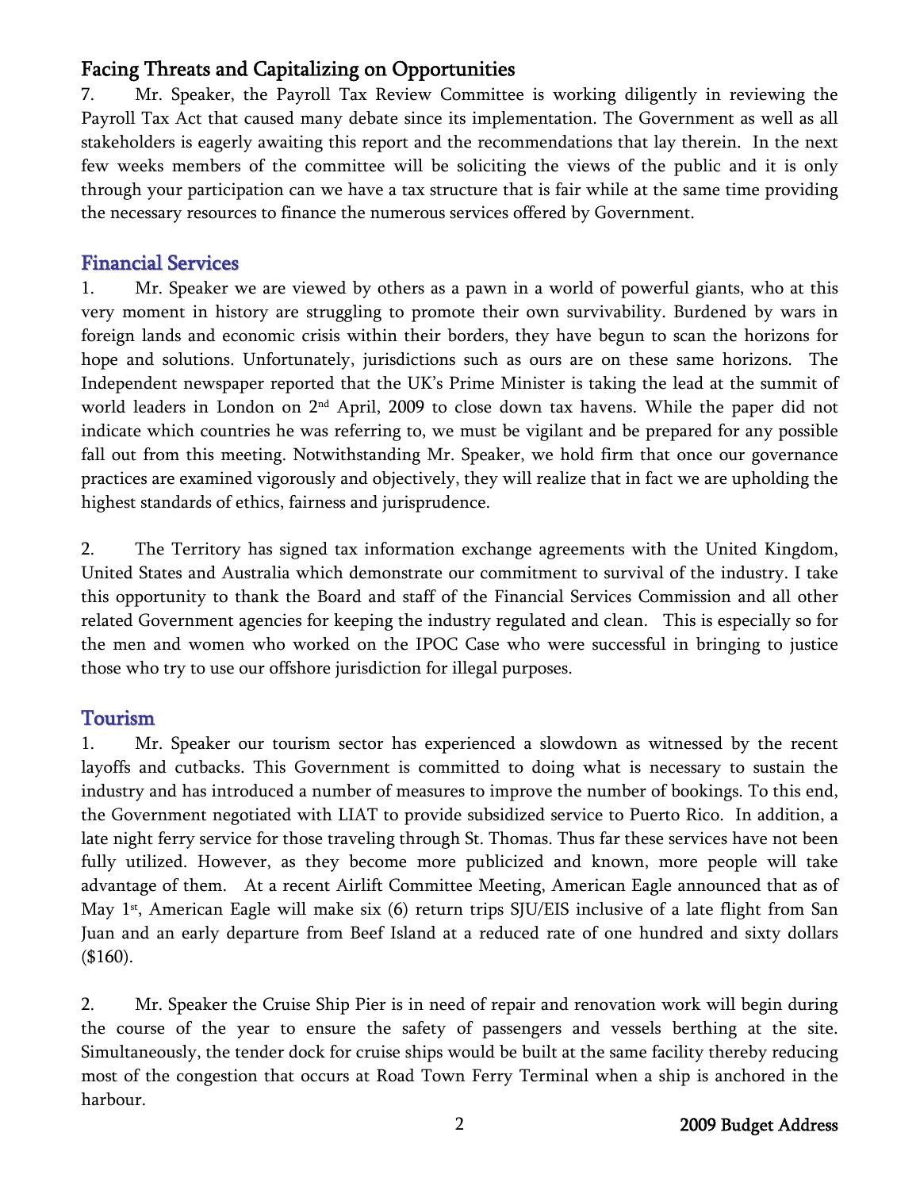## Facing Threats and Capitalizing on Opportunities

7. Mr. Speaker, the Payroll Tax Review Committee is working diligently in reviewing the Payroll Tax Act that caused many debate since its implementation. The Government as well as all stakeholders is eagerly awaiting this report and the recommendations that lay therein. In the next few weeks members of the committee will be soliciting the views of the public and it is only through your participation can we have a tax structure that is fair while at the same time providing the necessary resources to finance the numerous services offered by Government.

## Financial Services

1. Mr. Speaker we are viewed by others as a pawn in a world of powerful giants, who at this very moment in history are struggling to promote their own survivability. Burdened by wars in foreign lands and economic crisis within their borders, they have begun to scan the horizons for hope and solutions. Unfortunately, jurisdictions such as ours are on these same horizons. The Independent newspaper reported that the UK's Prime Minister is taking the lead at the summit of world leaders in London on 2nd April, 2009 to close down tax havens. While the paper did not indicate which countries he was referring to, we must be vigilant and be prepared for any possible fall out from this meeting. Notwithstanding Mr. Speaker, we hold firm that once our governance practices are examined vigorously and objectively, they will realize that in fact we are upholding the highest standards of ethics, fairness and jurisprudence.

2. The Territory has signed tax information exchange agreements with the United Kingdom, United States and Australia which demonstrate our commitment to survival of the industry. I take this opportunity to thank the Board and staff of the Financial Services Commission and all other related Government agencies for keeping the industry regulated and clean. This is especially so for the men and women who worked on the IPOC Case who were successful in bringing to justice those who try to use our offshore jurisdiction for illegal purposes.

## Tourism

1. Mr. Speaker our tourism sector has experienced a slowdown as witnessed by the recent layoffs and cutbacks. This Government is committed to doing what is necessary to sustain the industry and has introduced a number of measures to improve the number of bookings. To this end, the Government negotiated with LIAT to provide subsidized service to Puerto Rico. In addition, a late night ferry service for those traveling through St. Thomas. Thus far these services have not been fully utilized. However, as they become more publicized and known, more people will take advantage of them. At a recent Airlift Committee Meeting, American Eagle announced that as of May 1st, American Eagle will make six (6) return trips SJU/EIS inclusive of a late flight from San Juan and an early departure from Beef Island at a reduced rate of one hundred and sixty dollars ($160).

2. Mr. Speaker the Cruise Ship Pier is in need of repair and renovation work will begin during the course of the year to ensure the safety of passengers and vessels berthing at the site. Simultaneously, the tender dock for cruise ships would be built at the same facility thereby reducing most of the congestion that occurs at Road Town Ferry Terminal when a ship is anchored in the harbour.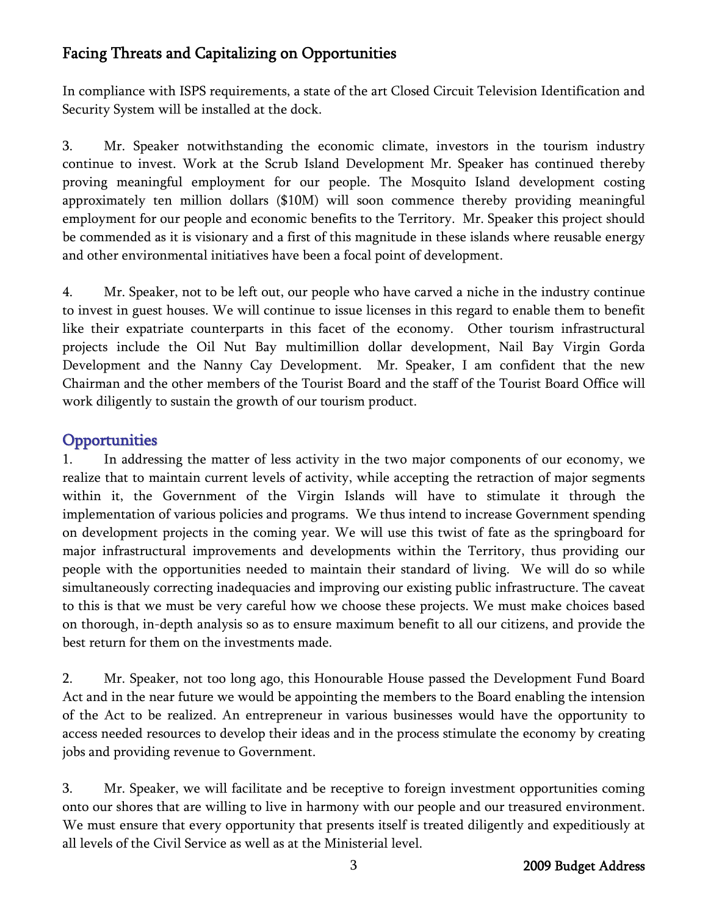## Facing Threats and Capitalizing on Opportunities

In compliance with ISPS requirements, a state of the art Closed Circuit Television Identification and Security System will be installed at the dock.

3. Mr. Speaker notwithstanding the economic climate, investors in the tourism industry continue to invest. Work at the Scrub Island Development Mr. Speaker has continued thereby proving meaningful employment for our people. The Mosquito Island development costing approximately ten million dollars ($10M) will soon commence thereby providing meaningful employment for our people and economic benefits to the Territory. Mr. Speaker this project should be commended as it is visionary and a first of this magnitude in these islands where reusable energy and other environmental initiatives have been a focal point of development.

4. Mr. Speaker, not to be left out, our people who have carved a niche in the industry continue to invest in guest houses. We will continue to issue licenses in this regard to enable them to benefit like their expatriate counterparts in this facet of the economy. Other tourism infrastructural projects include the Oil Nut Bay multimillion dollar development, Nail Bay Virgin Gorda Development and the Nanny Cay Development. Mr. Speaker, I am confident that the new Chairman and the other members of the Tourist Board and the staff of the Tourist Board Office will work diligently to sustain the growth of our tourism product.

## Opportunities

1. In addressing the matter of less activity in the two major components of our economy, we realize that to maintain current levels of activity, while accepting the retraction of major segments within it, the Government of the Virgin Islands will have to stimulate it through the implementation of various policies and programs. We thus intend to increase Government spending on development projects in the coming year. We will use this twist of fate as the springboard for major infrastructural improvements and developments within the Territory, thus providing our people with the opportunities needed to maintain their standard of living. We will do so while simultaneously correcting inadequacies and improving our existing public infrastructure. The caveat to this is that we must be very careful how we choose these projects. We must make choices based on thorough, in-depth analysis so as to ensure maximum benefit to all our citizens, and provide the best return for them on the investments made.

2. Mr. Speaker, not too long ago, this Honourable House passed the Development Fund Board Act and in the near future we would be appointing the members to the Board enabling the intension of the Act to be realized. An entrepreneur in various businesses would have the opportunity to access needed resources to develop their ideas and in the process stimulate the economy by creating jobs and providing revenue to Government.

3. Mr. Speaker, we will facilitate and be receptive to foreign investment opportunities coming onto our shores that are willing to live in harmony with our people and our treasured environment. We must ensure that every opportunity that presents itself is treated diligently and expeditiously at all levels of the Civil Service as well as at the Ministerial level.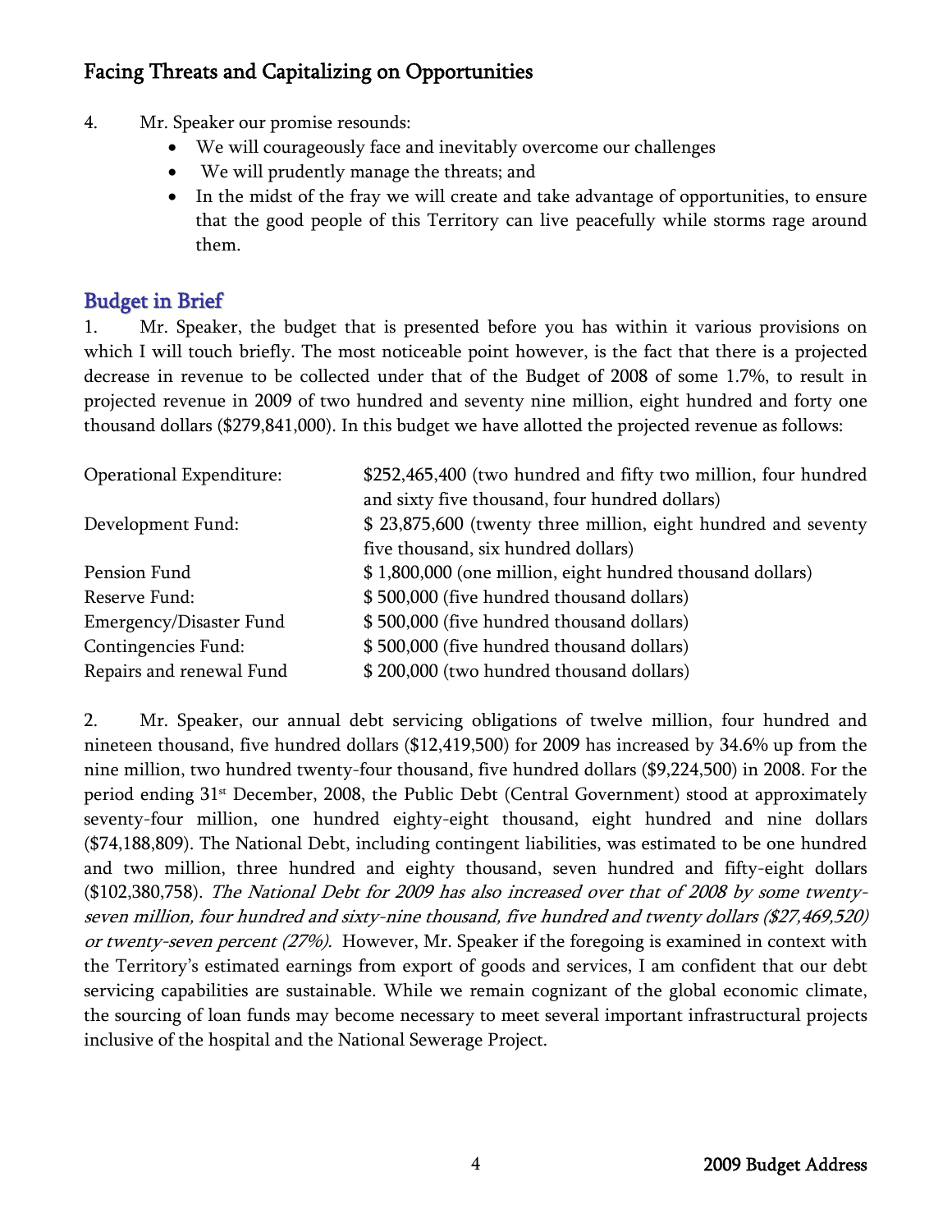## Facing Threats and Capitalizing on Opportunities

4. Mr. Speaker our promise resounds:
    - We will courageously face and inevitably overcome our challenges
    - We will prudently manage the threats; and
    - In the midst of the fray we will create and take advantage of opportunities, to ensure that the good people of this Territory can live peacefully while storms rage around them.

## Budget in Brief

1. Mr. Speaker, the budget that is presented before you has within it various provisions on which I will touch briefly. The most noticeable point however, is the fact that there is a projected decrease in revenue to be collected under that of the Budget of 2008 of some 1.7%, to result in projected revenue in 2009 of two hundred and seventy nine million, eight hundred and forty one thousand dollars ($279,841,000). In this budget we have allotted the projected revenue as follows:

| | |
|---|---|
| Operational Expenditure: | $252,465,400 (two hundred and fifty two million, four hundred and sixty five thousand, four hundred dollars) |
| Development Fund: | $ 23,875,600 (twenty three million, eight hundred and seventy five thousand, six hundred dollars) |
| Pension Fund | $ 1,800,000 (one million, eight hundred thousand dollars) |
| Reserve Fund: | $ 500,000 (five hundred thousand dollars) |
| Emergency/Disaster Fund | $ 500,000 (five hundred thousand dollars) |
| Contingencies Fund: | $ 500,000 (five hundred thousand dollars) |
| Repairs and renewal Fund | $ 200,000 (two hundred thousand dollars) |

2. Mr. Speaker, our annual debt servicing obligations of twelve million, four hundred and nineteen thousand, five hundred dollars ($12,419,500) for 2009 has increased by 34.6% up from the nine million, two hundred twenty-four thousand, five hundred dollars ($9,224,500) in 2008. For the period ending 31st December, 2008, the Public Debt (Central Government) stood at approximately seventy-four million, one hundred eighty-eight thousand, eight hundred and nine dollars ($74,188,809). The National Debt, including contingent liabilities, was estimated to be one hundred and two million, three hundred and eighty thousand, seven hundred and fifty-eight dollars ($102,380,758). *The National Debt for 2009 has also increased over that of 2008 by some twenty-seven million, four hundred and sixty-nine thousand, five hundred and twenty dollars ($27,469,520) or twenty-seven percent (27%).* However, Mr. Speaker if the foregoing is examined in context with the Territory's estimated earnings from export of goods and services, I am confident that our debt servicing capabilities are sustainable. While we remain cognizant of the global economic climate, the sourcing of loan funds may become necessary to meet several important infrastructural projects inclusive of the hospital and the National Sewerage Project.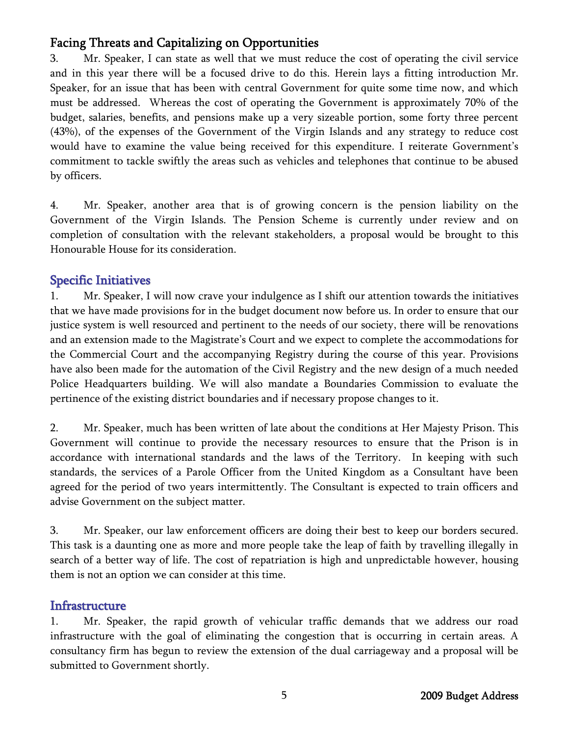## Facing Threats and Capitalizing on Opportunities

3. Mr. Speaker, I can state as well that we must reduce the cost of operating the civil service and in this year there will be a focused drive to do this. Herein lays a fitting introduction Mr. Speaker, for an issue that has been with central Government for quite some time now, and which must be addressed. Whereas the cost of operating the Government is approximately 70% of the budget, salaries, benefits, and pensions make up a very sizeable portion, some forty three percent (43%), of the expenses of the Government of the Virgin Islands and any strategy to reduce cost would have to examine the value being received for this expenditure. I reiterate Government's commitment to tackle swiftly the areas such as vehicles and telephones that continue to be abused by officers.

4. Mr. Speaker, another area that is of growing concern is the pension liability on the Government of the Virgin Islands. The Pension Scheme is currently under review and on completion of consultation with the relevant stakeholders, a proposal would be brought to this Honourable House for its consideration.

## Specific Initiatives

1. Mr. Speaker, I will now crave your indulgence as I shift our attention towards the initiatives that we have made provisions for in the budget document now before us. In order to ensure that our justice system is well resourced and pertinent to the needs of our society, there will be renovations and an extension made to the Magistrate's Court and we expect to complete the accommodations for the Commercial Court and the accompanying Registry during the course of this year. Provisions have also been made for the automation of the Civil Registry and the new design of a much needed Police Headquarters building. We will also mandate a Boundaries Commission to evaluate the pertinence of the existing district boundaries and if necessary propose changes to it.

2. Mr. Speaker, much has been written of late about the conditions at Her Majesty Prison. This Government will continue to provide the necessary resources to ensure that the Prison is in accordance with international standards and the laws of the Territory. In keeping with such standards, the services of a Parole Officer from the United Kingdom as a Consultant have been agreed for the period of two years intermittently. The Consultant is expected to train officers and advise Government on the subject matter.

3. Mr. Speaker, our law enforcement officers are doing their best to keep our borders secured. This task is a daunting one as more and more people take the leap of faith by travelling illegally in search of a better way of life. The cost of repatriation is high and unpredictable however, housing them is not an option we can consider at this time.

## Infrastructure

1. Mr. Speaker, the rapid growth of vehicular traffic demands that we address our road infrastructure with the goal of eliminating the congestion that is occurring in certain areas. A consultancy firm has begun to review the extension of the dual carriageway and a proposal will be submitted to Government shortly.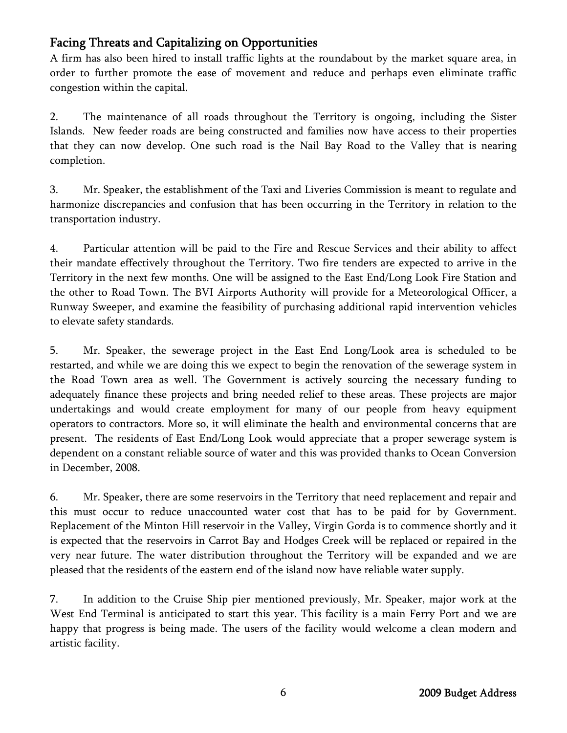## Facing Threats and Capitalizing on Opportunities

A firm has also been hired to install traffic lights at the roundabout by the market square area, in order to further promote the ease of movement and reduce and perhaps even eliminate traffic congestion within the capital.

2. The maintenance of all roads throughout the Territory is ongoing, including the Sister Islands. New feeder roads are being constructed and families now have access to their properties that they can now develop. One such road is the Nail Bay Road to the Valley that is nearing completion.

3. Mr. Speaker, the establishment of the Taxi and Liveries Commission is meant to regulate and harmonize discrepancies and confusion that has been occurring in the Territory in relation to the transportation industry.

4. Particular attention will be paid to the Fire and Rescue Services and their ability to affect their mandate effectively throughout the Territory. Two fire tenders are expected to arrive in the Territory in the next few months. One will be assigned to the East End/Long Look Fire Station and the other to Road Town. The BVI Airports Authority will provide for a Meteorological Officer, a Runway Sweeper, and examine the feasibility of purchasing additional rapid intervention vehicles to elevate safety standards.

5. Mr. Speaker, the sewerage project in the East End Long/Look area is scheduled to be restarted, and while we are doing this we expect to begin the renovation of the sewerage system in the Road Town area as well. The Government is actively sourcing the necessary funding to adequately finance these projects and bring needed relief to these areas. These projects are major undertakings and would create employment for many of our people from heavy equipment operators to contractors. More so, it will eliminate the health and environmental concerns that are present. The residents of East End/Long Look would appreciate that a proper sewerage system is dependent on a constant reliable source of water and this was provided thanks to Ocean Conversion in December, 2008.

6. Mr. Speaker, there are some reservoirs in the Territory that need replacement and repair and this must occur to reduce unaccounted water cost that has to be paid for by Government. Replacement of the Minton Hill reservoir in the Valley, Virgin Gorda is to commence shortly and it is expected that the reservoirs in Carrot Bay and Hodges Creek will be replaced or repaired in the very near future. The water distribution throughout the Territory will be expanded and we are pleased that the residents of the eastern end of the island now have reliable water supply.

7. In addition to the Cruise Ship pier mentioned previously, Mr. Speaker, major work at the West End Terminal is anticipated to start this year. This facility is a main Ferry Port and we are happy that progress is being made. The users of the facility would welcome a clean modern and artistic facility.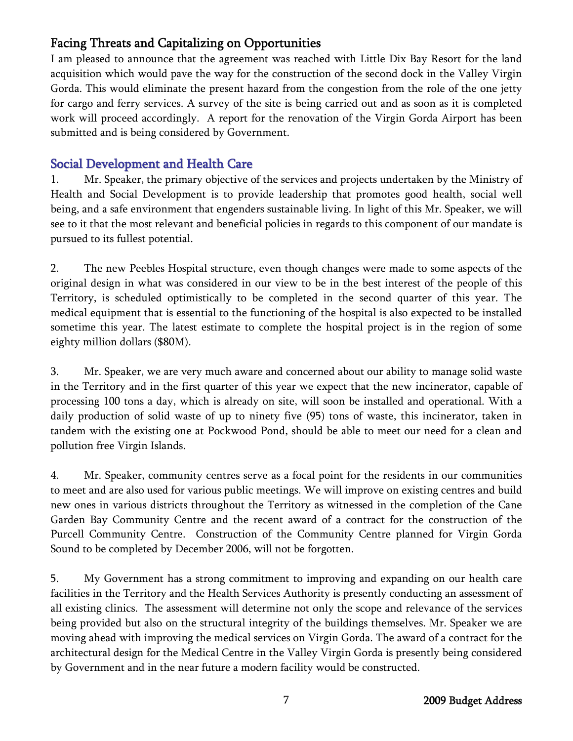## Facing Threats and Capitalizing on Opportunities

I am pleased to announce that the agreement was reached with Little Dix Bay Resort for the land acquisition which would pave the way for the construction of the second dock in the Valley Virgin Gorda. This would eliminate the present hazard from the congestion from the role of the one jetty for cargo and ferry services. A survey of the site is being carried out and as soon as it is completed work will proceed accordingly. A report for the renovation of the Virgin Gorda Airport has been submitted and is being considered by Government.

## Social Development and Health Care

1. Mr. Speaker, the primary objective of the services and projects undertaken by the Ministry of Health and Social Development is to provide leadership that promotes good health, social well being, and a safe environment that engenders sustainable living. In light of this Mr. Speaker, we will see to it that the most relevant and beneficial policies in regards to this component of our mandate is pursued to its fullest potential.

2. The new Peebles Hospital structure, even though changes were made to some aspects of the original design in what was considered in our view to be in the best interest of the people of this Territory, is scheduled optimistically to be completed in the second quarter of this year. The medical equipment that is essential to the functioning of the hospital is also expected to be installed sometime this year. The latest estimate to complete the hospital project is in the region of some eighty million dollars ($80M).

3. Mr. Speaker, we are very much aware and concerned about our ability to manage solid waste in the Territory and in the first quarter of this year we expect that the new incinerator, capable of processing 100 tons a day, which is already on site, will soon be installed and operational. With a daily production of solid waste of up to ninety five (95) tons of waste, this incinerator, taken in tandem with the existing one at Pockwood Pond, should be able to meet our need for a clean and pollution free Virgin Islands.

4. Mr. Speaker, community centres serve as a focal point for the residents in our communities to meet and are also used for various public meetings. We will improve on existing centres and build new ones in various districts throughout the Territory as witnessed in the completion of the Cane Garden Bay Community Centre and the recent award of a contract for the construction of the Purcell Community Centre. Construction of the Community Centre planned for Virgin Gorda Sound to be completed by December 2006, will not be forgotten.

5. My Government has a strong commitment to improving and expanding on our health care facilities in the Territory and the Health Services Authority is presently conducting an assessment of all existing clinics. The assessment will determine not only the scope and relevance of the services being provided but also on the structural integrity of the buildings themselves. Mr. Speaker we are moving ahead with improving the medical services on Virgin Gorda. The award of a contract for the architectural design for the Medical Centre in the Valley Virgin Gorda is presently being considered by Government and in the near future a modern facility would be constructed.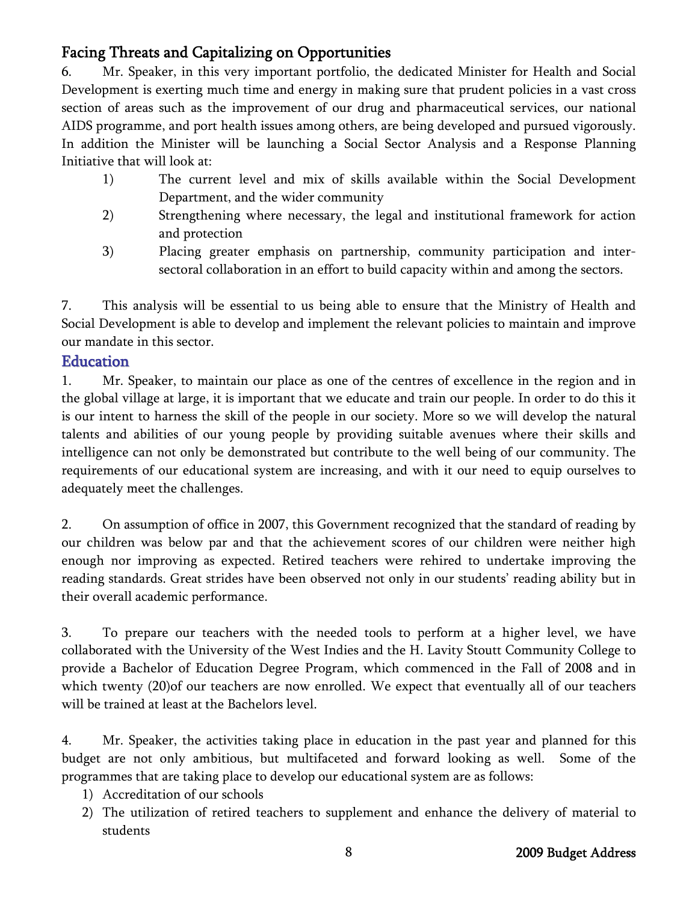## Facing Threats and Capitalizing on Opportunities

6. Mr. Speaker, in this very important portfolio, the dedicated Minister for Health and Social Development is exerting much time and energy in making sure that prudent policies in a vast cross section of areas such as the improvement of our drug and pharmaceutical services, our national AIDS programme, and port health issues among others, are being developed and pursued vigorously. In addition the Minister will be launching a Social Sector Analysis and a Response Planning Initiative that will look at:

1) The current level and mix of skills available within the Social Development Department, and the wider community
2) Strengthening where necessary, the legal and institutional framework for action and protection
3) Placing greater emphasis on partnership, community participation and inter-sectoral collaboration in an effort to build capacity within and among the sectors.

7. This analysis will be essential to us being able to ensure that the Ministry of Health and Social Development is able to develop and implement the relevant policies to maintain and improve our mandate in this sector.

## Education

1. Mr. Speaker, to maintain our place as one of the centres of excellence in the region and in the global village at large, it is important that we educate and train our people. In order to do this it is our intent to harness the skill of the people in our society. More so we will develop the natural talents and abilities of our young people by providing suitable avenues where their skills and intelligence can not only be demonstrated but contribute to the well being of our community. The requirements of our educational system are increasing, and with it our need to equip ourselves to adequately meet the challenges.

2. On assumption of office in 2007, this Government recognized that the standard of reading by our children was below par and that the achievement scores of our children were neither high enough nor improving as expected. Retired teachers were rehired to undertake improving the reading standards. Great strides have been observed not only in our students' reading ability but in their overall academic performance.

3. To prepare our teachers with the needed tools to perform at a higher level, we have collaborated with the University of the West Indies and the H. Lavity Stoutt Community College to provide a Bachelor of Education Degree Program, which commenced in the Fall of 2008 and in which twenty (20)of our teachers are now enrolled. We expect that eventually all of our teachers will be trained at least at the Bachelors level.

4. Mr. Speaker, the activities taking place in education in the past year and planned for this budget are not only ambitious, but multifaceted and forward looking as well. Some of the programmes that are taking place to develop our educational system are as follows:

1) Accreditation of our schools
2) The utilization of retired teachers to supplement and enhance the delivery of material to students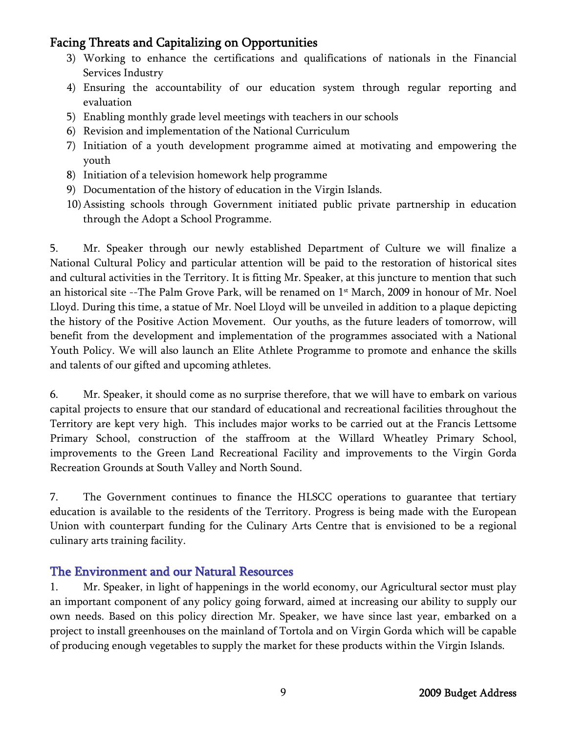## Facing Threats and Capitalizing on Opportunities

3) Working to enhance the certifications and qualifications of nationals in the Financial Services Industry
4) Ensuring the accountability of our education system through regular reporting and evaluation
5) Enabling monthly grade level meetings with teachers in our schools
6) Revision and implementation of the National Curriculum
7) Initiation of a youth development programme aimed at motivating and empowering the youth
8) Initiation of a television homework help programme
9) Documentation of the history of education in the Virgin Islands.
10) Assisting schools through Government initiated public private partnership in education through the Adopt a School Programme.

5. Mr. Speaker through our newly established Department of Culture we will finalize a National Cultural Policy and particular attention will be paid to the restoration of historical sites and cultural activities in the Territory. It is fitting Mr. Speaker, at this juncture to mention that such an historical site --The Palm Grove Park, will be renamed on 1st March, 2009 in honour of Mr. Noel Lloyd. During this time, a statue of Mr. Noel Lloyd will be unveiled in addition to a plaque depicting the history of the Positive Action Movement. Our youths, as the future leaders of tomorrow, will benefit from the development and implementation of the programmes associated with a National Youth Policy. We will also launch an Elite Athlete Programme to promote and enhance the skills and talents of our gifted and upcoming athletes.

6. Mr. Speaker, it should come as no surprise therefore, that we will have to embark on various capital projects to ensure that our standard of educational and recreational facilities throughout the Territory are kept very high. This includes major works to be carried out at the Francis Lettsome Primary School, construction of the staffroom at the Willard Wheatley Primary School, improvements to the Green Land Recreational Facility and improvements to the Virgin Gorda Recreation Grounds at South Valley and North Sound.

7. The Government continues to finance the HLSCC operations to guarantee that tertiary education is available to the residents of the Territory. Progress is being made with the European Union with counterpart funding for the Culinary Arts Centre that is envisioned to be a regional culinary arts training facility.

## The Environment and our Natural Resources

1. Mr. Speaker, in light of happenings in the world economy, our Agricultural sector must play an important component of any policy going forward, aimed at increasing our ability to supply our own needs. Based on this policy direction Mr. Speaker, we have since last year, embarked on a project to install greenhouses on the mainland of Tortola and on Virgin Gorda which will be capable of producing enough vegetables to supply the market for these products within the Virgin Islands.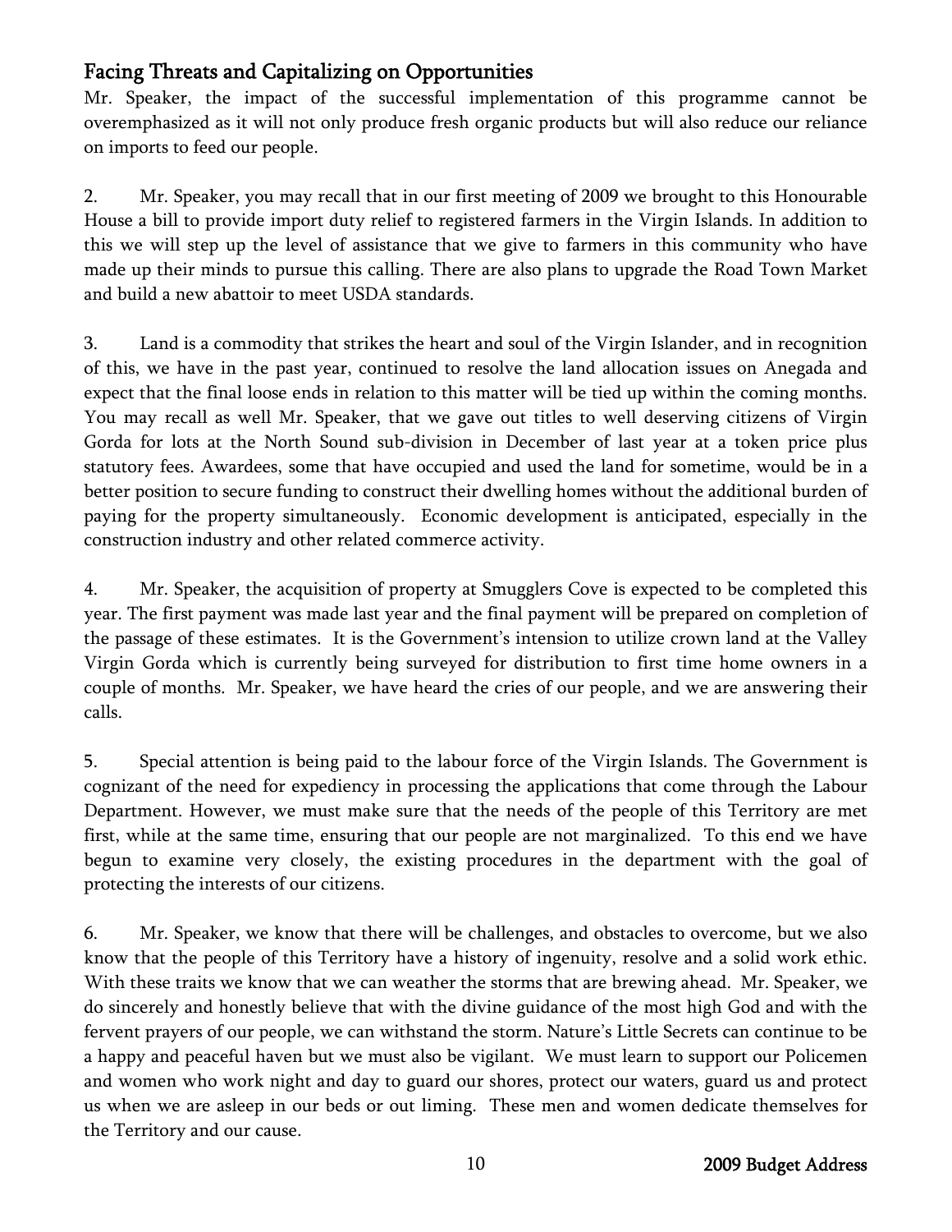## Facing Threats and Capitalizing on Opportunities

Mr. Speaker, the impact of the successful implementation of this programme cannot be overemphasized as it will not only produce fresh organic products but will also reduce our reliance on imports to feed our people.

2. Mr. Speaker, you may recall that in our first meeting of 2009 we brought to this Honourable House a bill to provide import duty relief to registered farmers in the Virgin Islands. In addition to this we will step up the level of assistance that we give to farmers in this community who have made up their minds to pursue this calling. There are also plans to upgrade the Road Town Market and build a new abattoir to meet USDA standards.

3. Land is a commodity that strikes the heart and soul of the Virgin Islander, and in recognition of this, we have in the past year, continued to resolve the land allocation issues on Anegada and expect that the final loose ends in relation to this matter will be tied up within the coming months. You may recall as well Mr. Speaker, that we gave out titles to well deserving citizens of Virgin Gorda for lots at the North Sound sub-division in December of last year at a token price plus statutory fees. Awardees, some that have occupied and used the land for sometime, would be in a better position to secure funding to construct their dwelling homes without the additional burden of paying for the property simultaneously. Economic development is anticipated, especially in the construction industry and other related commerce activity.

4. Mr. Speaker, the acquisition of property at Smugglers Cove is expected to be completed this year. The first payment was made last year and the final payment will be prepared on completion of the passage of these estimates. It is the Government's intension to utilize crown land at the Valley Virgin Gorda which is currently being surveyed for distribution to first time home owners in a couple of months. Mr. Speaker, we have heard the cries of our people, and we are answering their calls.

5. Special attention is being paid to the labour force of the Virgin Islands. The Government is cognizant of the need for expediency in processing the applications that come through the Labour Department. However, we must make sure that the needs of the people of this Territory are met first, while at the same time, ensuring that our people are not marginalized. To this end we have begun to examine very closely, the existing procedures in the department with the goal of protecting the interests of our citizens.

6. Mr. Speaker, we know that there will be challenges, and obstacles to overcome, but we also know that the people of this Territory have a history of ingenuity, resolve and a solid work ethic. With these traits we know that we can weather the storms that are brewing ahead. Mr. Speaker, we do sincerely and honestly believe that with the divine guidance of the most high God and with the fervent prayers of our people, we can withstand the storm. Nature's Little Secrets can continue to be a happy and peaceful haven but we must also be vigilant. We must learn to support our Policemen and women who work night and day to guard our shores, protect our waters, guard us and protect us when we are asleep in our beds or out liming. These men and women dedicate themselves for the Territory and our cause.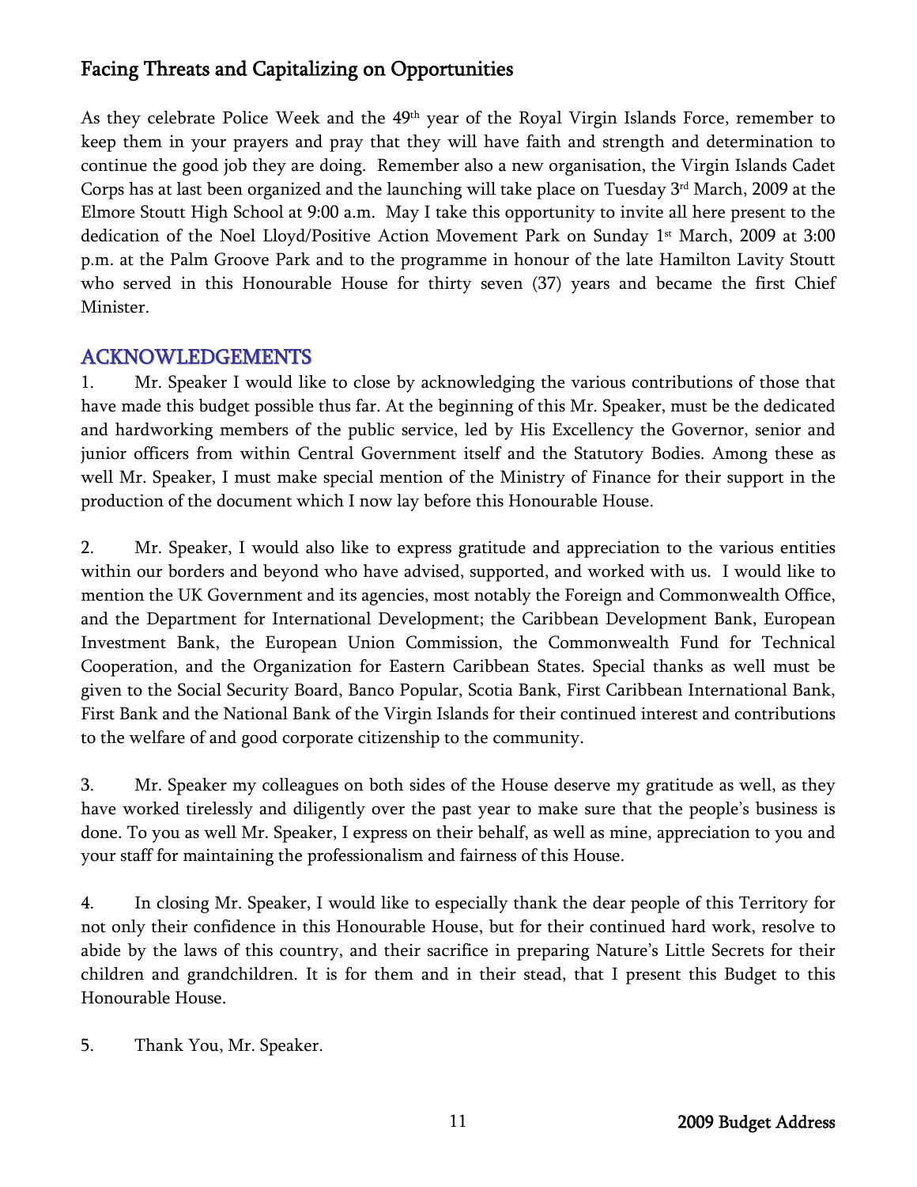## Facing Threats and Capitalizing on Opportunities

As they celebrate Police Week and the 49th year of the Royal Virgin Islands Force, remember to keep them in your prayers and pray that they will have faith and strength and determination to continue the good job they are doing. Remember also a new organisation, the Virgin Islands Cadet Corps has at last been organized and the launching will take place on Tuesday 3rd March, 2009 at the Elmore Stoutt High School at 9:00 a.m. May I take this opportunity to invite all here present to the dedication of the Noel Lloyd/Positive Action Movement Park on Sunday 1st March, 2009 at 3:00 p.m. at the Palm Groove Park and to the programme in honour of the late Hamilton Lavity Stoutt who served in this Honourable House for thirty seven (37) years and became the first Chief Minister.

## ACKNOWLEDGEMENTS

1. Mr. Speaker I would like to close by acknowledging the various contributions of those that have made this budget possible thus far. At the beginning of this Mr. Speaker, must be the dedicated and hardworking members of the public service, led by His Excellency the Governor, senior and junior officers from within Central Government itself and the Statutory Bodies. Among these as well Mr. Speaker, I must make special mention of the Ministry of Finance for their support in the production of the document which I now lay before this Honourable House.

2. Mr. Speaker, I would also like to express gratitude and appreciation to the various entities within our borders and beyond who have advised, supported, and worked with us. I would like to mention the UK Government and its agencies, most notably the Foreign and Commonwealth Office, and the Department for International Development; the Caribbean Development Bank, European Investment Bank, the European Union Commission, the Commonwealth Fund for Technical Cooperation, and the Organization for Eastern Caribbean States. Special thanks as well must be given to the Social Security Board, Banco Popular, Scotia Bank, First Caribbean International Bank, First Bank and the National Bank of the Virgin Islands for their continued interest and contributions to the welfare of and good corporate citizenship to the community.

3. Mr. Speaker my colleagues on both sides of the House deserve my gratitude as well, as they have worked tirelessly and diligently over the past year to make sure that the people's business is done. To you as well Mr. Speaker, I express on their behalf, as well as mine, appreciation to you and your staff for maintaining the professionalism and fairness of this House.

4. In closing Mr. Speaker, I would like to especially thank the dear people of this Territory for not only their confidence in this Honourable House, but for their continued hard work, resolve to abide by the laws of this country, and their sacrifice in preparing Nature's Little Secrets for their children and grandchildren. It is for them and in their stead, that I present this Budget to this Honourable House.

5. Thank You, Mr. Speaker.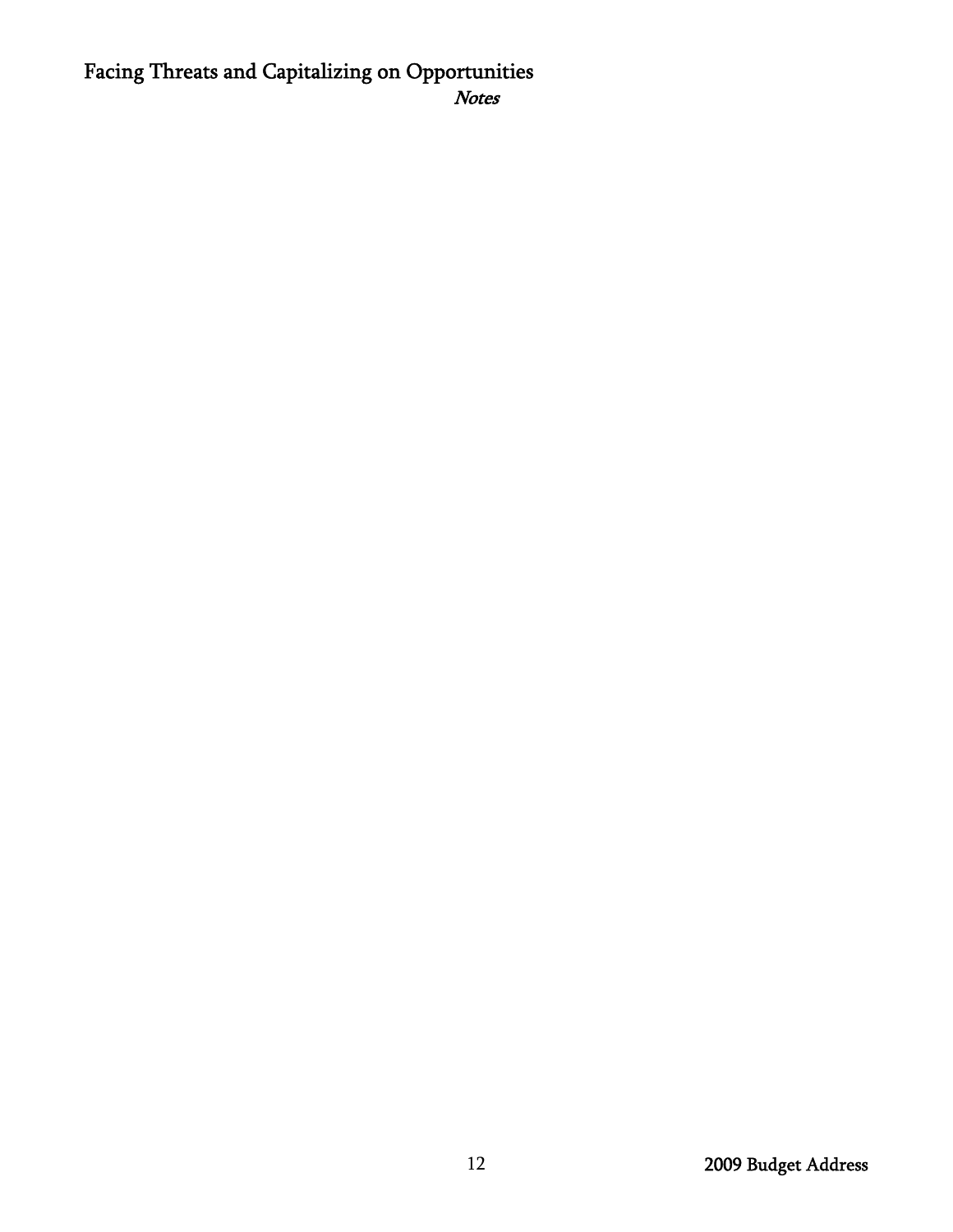*Notes*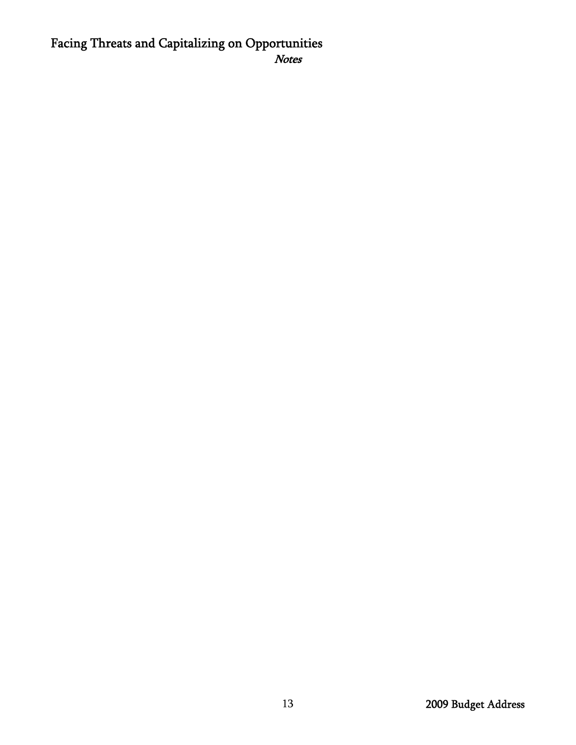*Notes*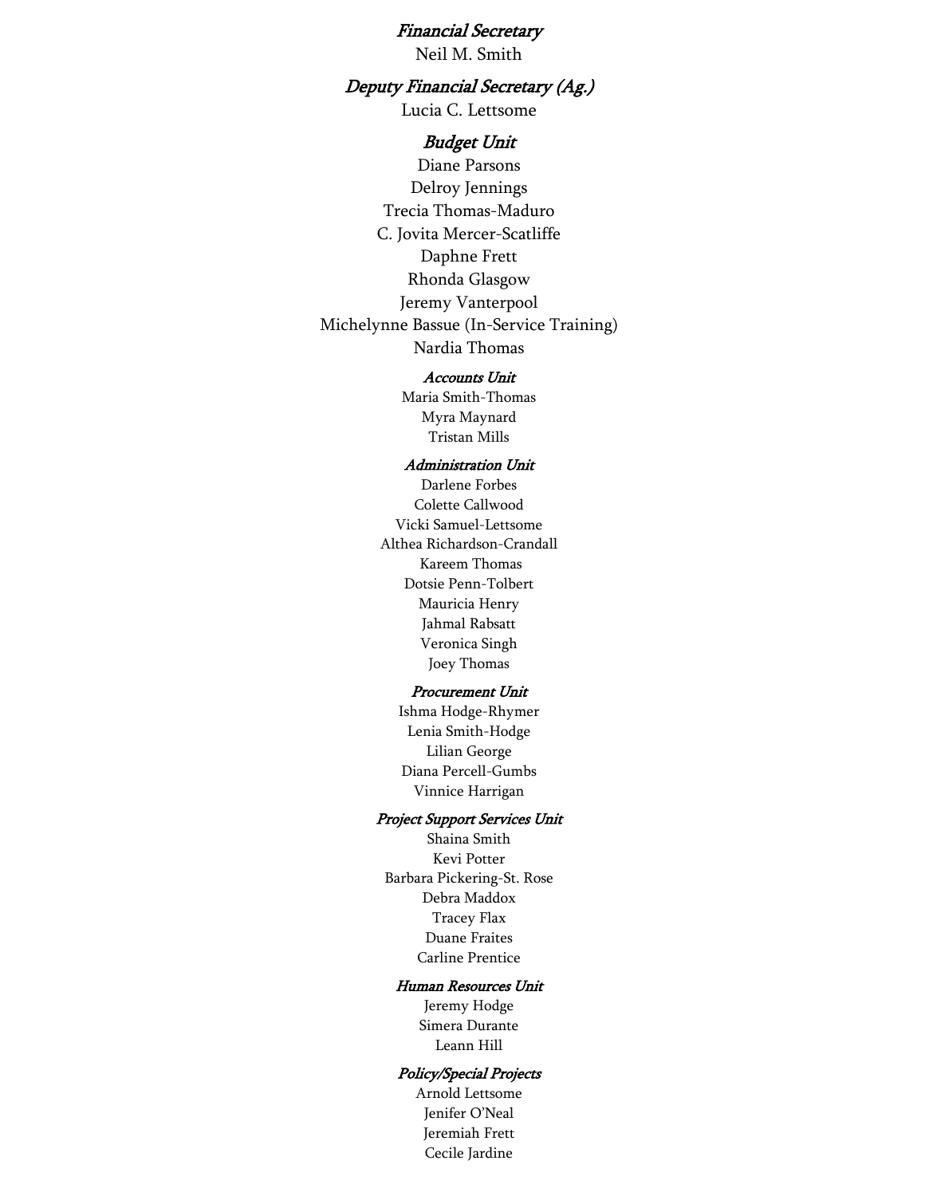*Financial Secretary*

Neil M. Smith

*Deputy Financial Secretary (Ag.)*

Lucia C. Lettsome

*Budget Unit*

Diane Parsons

Delroy Jennings

Trecia Thomas-Maduro

C. Jovita Mercer-Scatliffe

Daphne Frett

Rhonda Glasgow

Jeremy Vanterpool

Michelynne Bassue (In-Service Training)

Nardia Thomas

*Accounts Unit*

Maria Smith-Thomas

Myra Maynard

Tristan Mills

*Administration Unit*

Darlene Forbes

Colette Callwood

Vicki Samuel-Lettsome

Althea Richardson-Crandall

Kareem Thomas

Dotsie Penn-Tolbert

Mauricia Henry

Jahmal Rabsatt

Veronica Singh

Joey Thomas

*Procurement Unit*

Ishma Hodge-Rhymer

Lenia Smith-Hodge

Lilian George

Diana Percell-Gumbs

Vinnice Harrigan

*Project Support Services Unit*

Shaina Smith

Kevi Potter

Barbara Pickering-St. Rose

Debra Maddox

Tracey Flax

Duane Fraites

Carline Prentice

*Human Resources Unit*

Jeremy Hodge

Simera Durante

Leann Hill

*Policy/Special Projects*

Arnold Lettsome

Jenifer O'Neal

Jeremiah Frett

Cecile Jardine